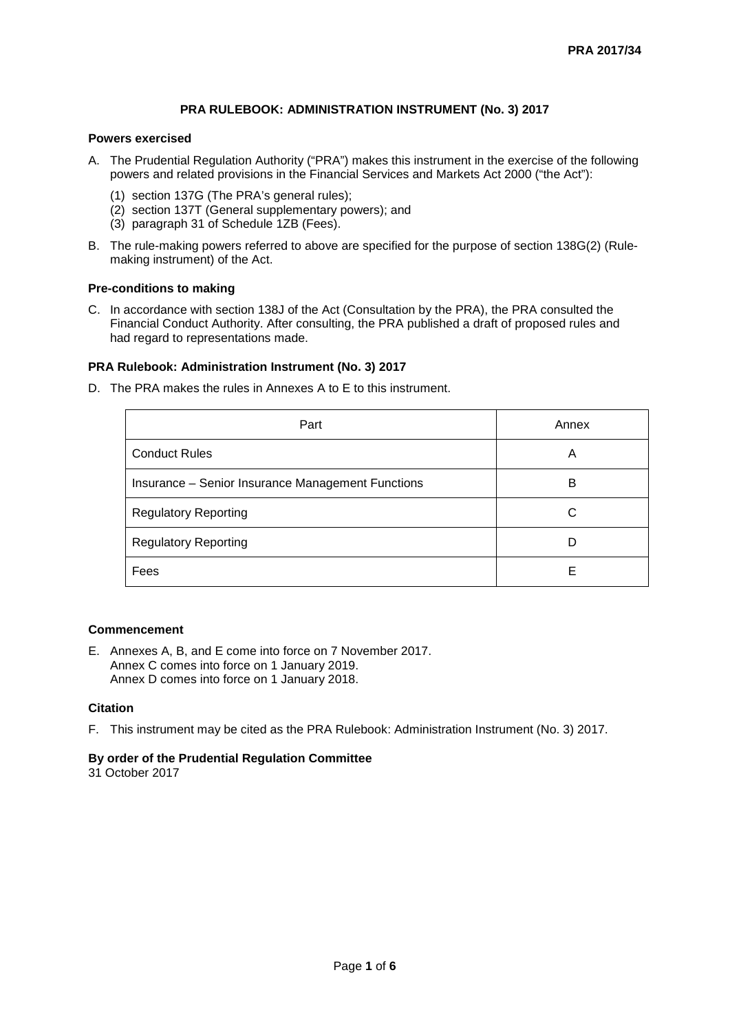PRA 2017/34

# PRA RULEBOOK: ADMINISTRATION INSTRUMENT (No. 3) 2017

## Powers exercised

A. The Prudential Regulation Authority ("PRA") makes this instrument in the exercise of the following powers and related provisions in the Financial Services and Markets Act 2000 ("the Act"):

   (1) section 137G (The PRA's general rules);
   (2) section 137T (General supplementary powers); and
   (3) paragraph 31 of Schedule 1ZB (Fees).

B. The rule-making powers referred to above are specified for the purpose of section 138G(2) (Rule-making instrument) of the Act.

## Pre-conditions to making

C. In accordance with section 138J of the Act (Consultation by the PRA), the PRA consulted the Financial Conduct Authority. After consulting, the PRA published a draft of proposed rules and had regard to representations made.

## PRA Rulebook: Administration Instrument (No. 3) 2017

D. The PRA makes the rules in Annexes A to E to this instrument.

| Part | Annex |
|---|---|
| Conduct Rules | A |
| Insurance – Senior Insurance Management Functions | B |
| Regulatory Reporting | C |
| Regulatory Reporting | D |
| Fees | E |

## Commencement

E. Annexes A, B, and E come into force on 7 November 2017.
   Annex C comes into force on 1 January 2019.
   Annex D comes into force on 1 January 2018.

## Citation

F. This instrument may be cited as the PRA Rulebook: Administration Instrument (No. 3) 2017.

**By order of the Prudential Regulation Committee**
31 October 2017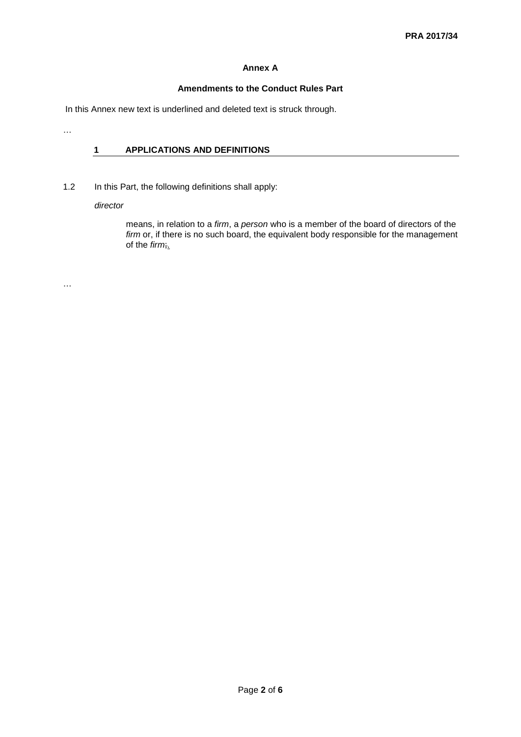## Annex A

### Amendments to the Conduct Rules Part

In this Annex new text is underlined and deleted text is struck through.

…

### 1 APPLICATIONS AND DEFINITIONS

1.2 In this Part, the following definitions shall apply:

*director*

means, in relation to a *firm*, a *person* who is a member of the board of directors of the *firm* or, if there is no such board, the equivalent body responsible for the management of the *firm*~~;~~<u>.</u>

…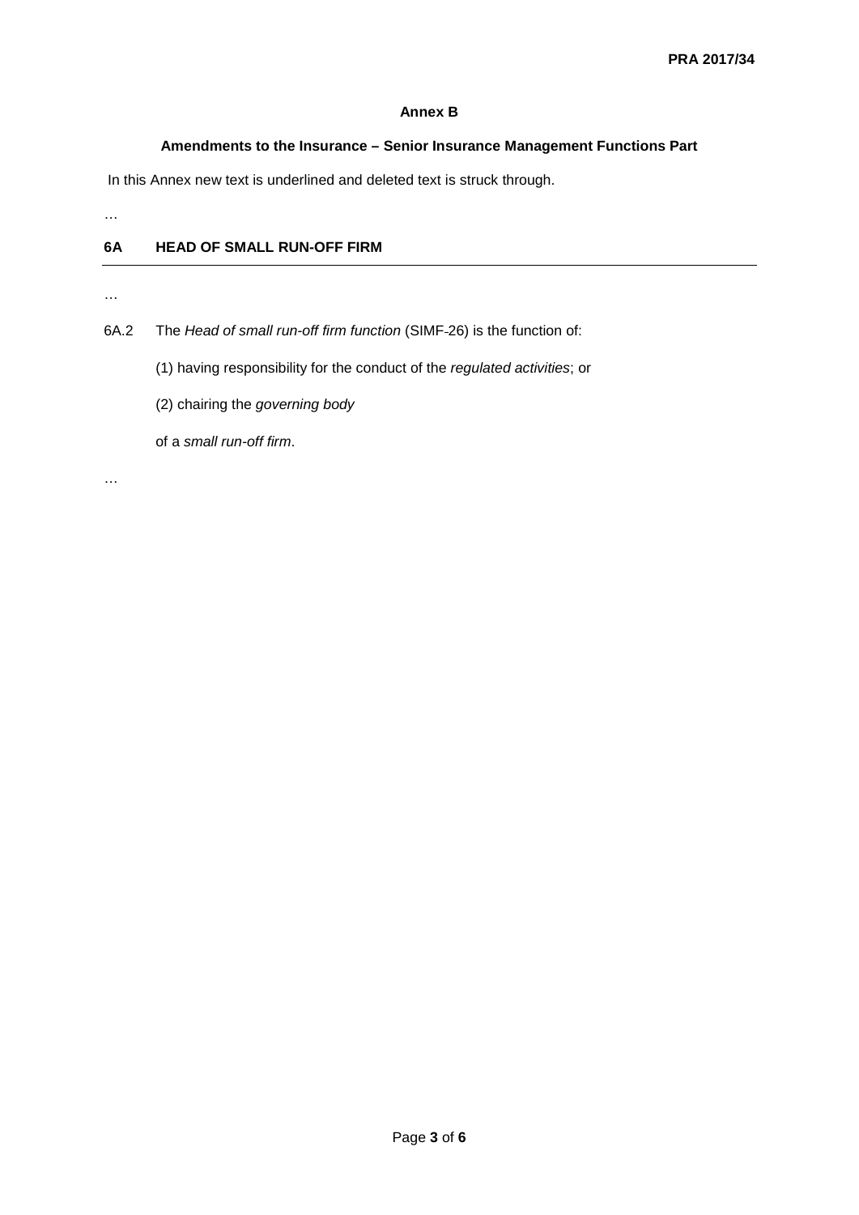# Annex B

## Amendments to the Insurance – Senior Insurance Management Functions Part

In this Annex new text is underlined and deleted text is struck through.

…

### 6A HEAD OF SMALL RUN-OFF FIRM

…

6A.2 The *Head of small run-off firm function* (SIMF-26) is the function of:

(1) having responsibility for the conduct of the *regulated activities*; or

(2) chairing the *governing body*

of a *small run-off firm*.

…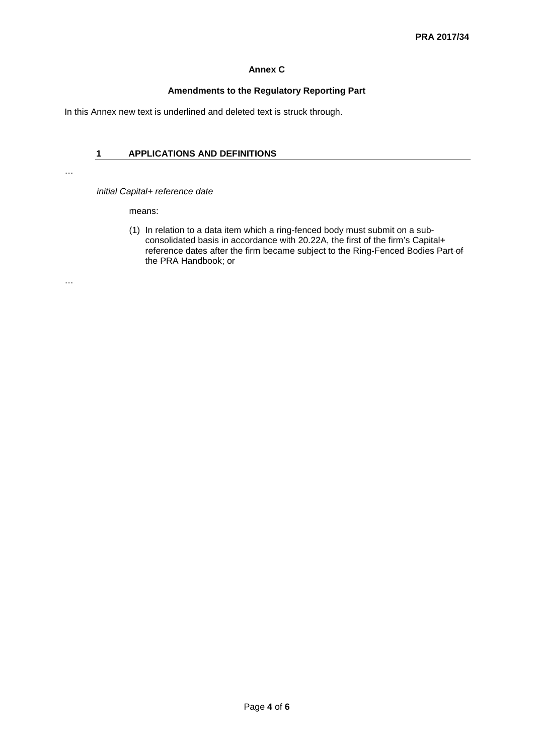**PRA 2017/34**

**Annex C**

**Amendments to the Regulatory Reporting Part**

In this Annex new text is underlined and deleted text is struck through.

## 1 APPLICATIONS AND DEFINITIONS

…

*initial Capital+ reference date*

means:

(1) In relation to a data item which a ring-fenced body must submit on a sub-consolidated basis in accordance with 20.22A, the first of the firm's Capital+ reference dates after the firm became subject to the Ring-Fenced Bodies Part ~~of the PRA Handbook~~; or

…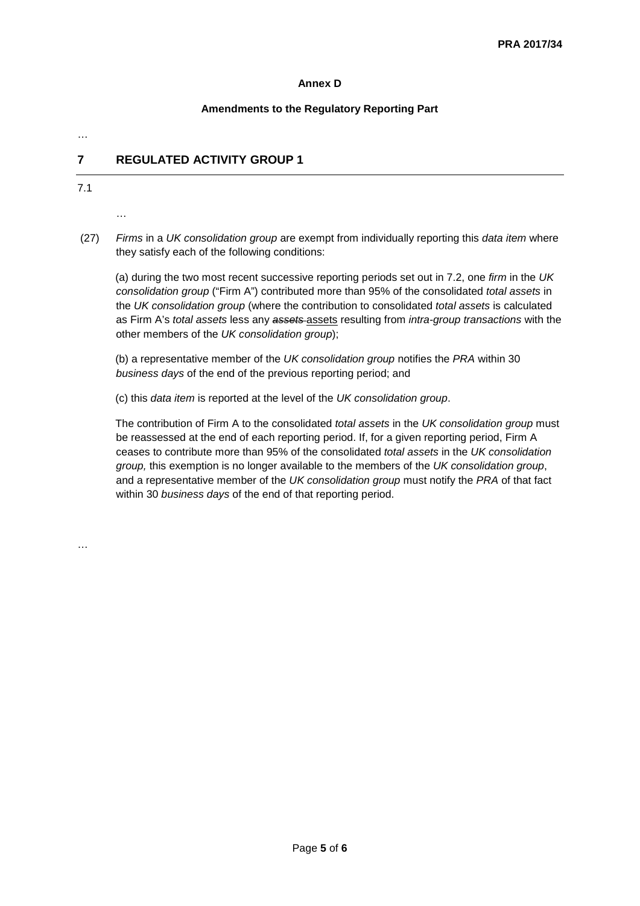**Annex D**

**Amendments to the Regulatory Reporting Part**

…

## 7 REGULATED ACTIVITY GROUP 1

7.1

…

(27) *Firms* in a *UK consolidation group* are exempt from individually reporting this *data item* where they satisfy each of the following conditions:

(a) during the two most recent successive reporting periods set out in 7.2, one *firm* in the *UK consolidation group* ("Firm A") contributed more than 95% of the consolidated *total assets* in the *UK consolidation group* (where the contribution to consolidated *total assets* is calculated as Firm A's *total assets* less any ~~*assets*~~ assets resulting from *intra-group transactions* with the other members of the *UK consolidation group*);

(b) a representative member of the *UK consolidation group* notifies the *PRA* within 30 *business days* of the end of the previous reporting period; and

(c) this *data item* is reported at the level of the *UK consolidation group*.

The contribution of Firm A to the consolidated *total assets* in the *UK consolidation group* must be reassessed at the end of each reporting period. If, for a given reporting period, Firm A ceases to contribute more than 95% of the consolidated *total assets* in the *UK consolidation group,* this exemption is no longer available to the members of the *UK consolidation group*, and a representative member of the *UK consolidation group* must notify the *PRA* of that fact within 30 *business days* of the end of that reporting period.

…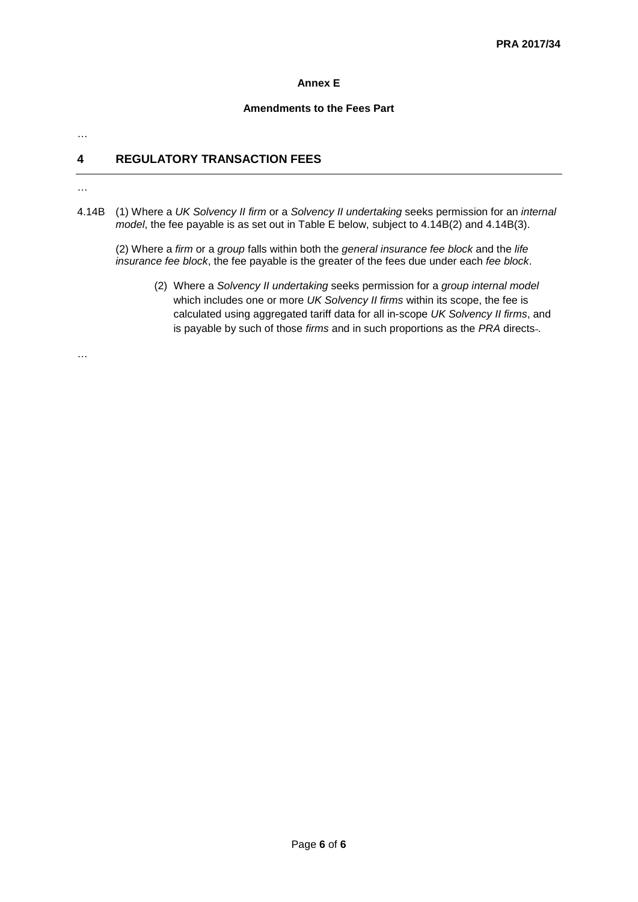**Annex E**

**Amendments to the Fees Part**

…

## 4 REGULATORY TRANSACTION FEES

…

4.14B (1) Where a *UK Solvency II firm* or a *Solvency II undertaking* seeks permission for an *internal model*, the fee payable is as set out in Table E below, subject to 4.14B(2) and 4.14B(3).

(2) Where a *firm* or a *group* falls within both the *general insurance fee block* and the *life insurance fee block*, the fee payable is the greater of the fees due under each *fee block*.

(2) Where a *Solvency II undertaking* seeks permission for a *group internal model* which includes one or more *UK Solvency II firms* within its scope, the fee is calculated using aggregated tariff data for all in-scope *UK Solvency II firms*, and is payable by such of those *firms* and in such proportions as the *PRA* directs-.

…